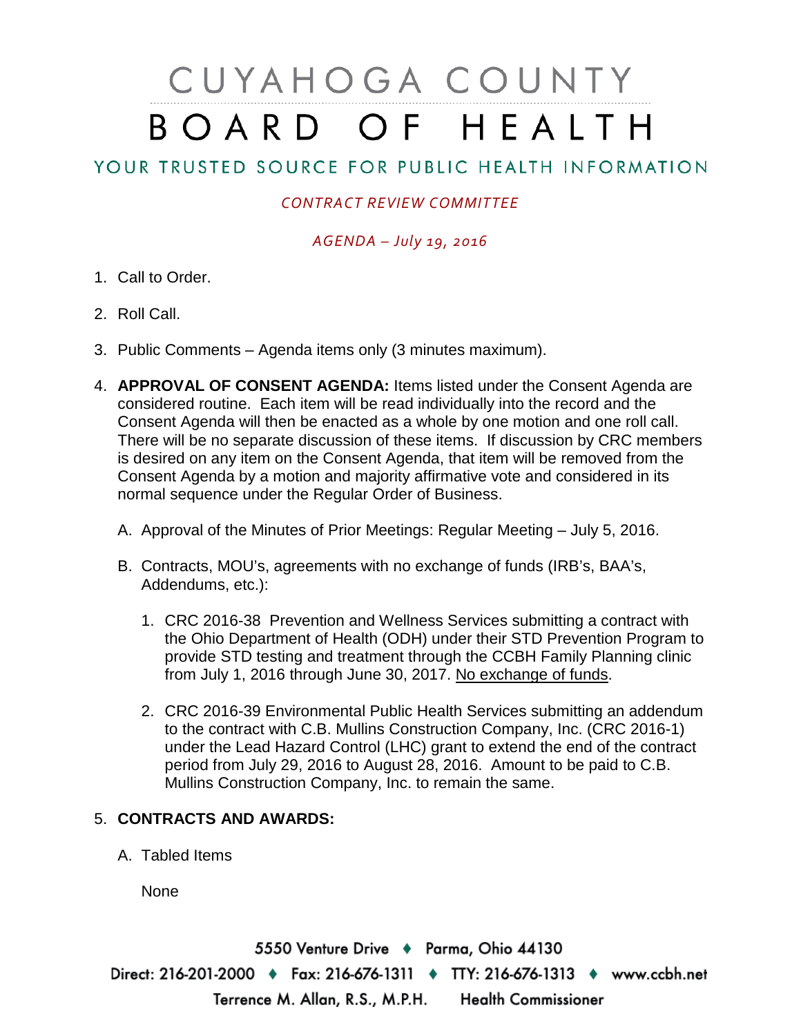# CUYAHOGA COUNTY BOARD OF HEALTH

## YOUR TRUSTED SOURCE FOR PUBLIC HEALTH INFORMATION

*CONTRACT REVIEW COMMITTEE*

*AGENDA – July 19, 2016*

1. Call to Order.

2. Roll Call.

3. Public Comments – Agenda items only (3 minutes maximum).

4. **APPROVAL OF CONSENT AGENDA:** Items listed under the Consent Agenda are considered routine. Each item will be read individually into the record and the Consent Agenda will then be enacted as a whole by one motion and one roll call. There will be no separate discussion of these items. If discussion by CRC members is desired on any item on the Consent Agenda, that item will be removed from the Consent Agenda by a motion and majority affirmative vote and considered in its normal sequence under the Regular Order of Business.

   A. Approval of the Minutes of Prior Meetings: Regular Meeting – July 5, 2016.

   B. Contracts, MOU's, agreements with no exchange of funds (IRB's, BAA's, Addendums, etc.):

      1. CRC 2016-38 Prevention and Wellness Services submitting a contract with the Ohio Department of Health (ODH) under their STD Prevention Program to provide STD testing and treatment through the CCBH Family Planning clinic from July 1, 2016 through June 30, 2017. No exchange of funds.

      2. CRC 2016-39 Environmental Public Health Services submitting an addendum to the contract with C.B. Mullins Construction Company, Inc. (CRC 2016-1) under the Lead Hazard Control (LHC) grant to extend the end of the contract period from July 29, 2016 to August 28, 2016. Amount to be paid to C.B. Mullins Construction Company, Inc. to remain the same.

5. **CONTRACTS AND AWARDS:**

   A. Tabled Items

      None

5550 Venture Drive ♦ Parma, Ohio 44130
Direct: 216-201-2000 ♦ Fax: 216-676-1311 ♦ TTY: 216-676-1313 ♦ www.ccbh.net
Terrence M. Allan, R.S., M.P.H. Health Commissioner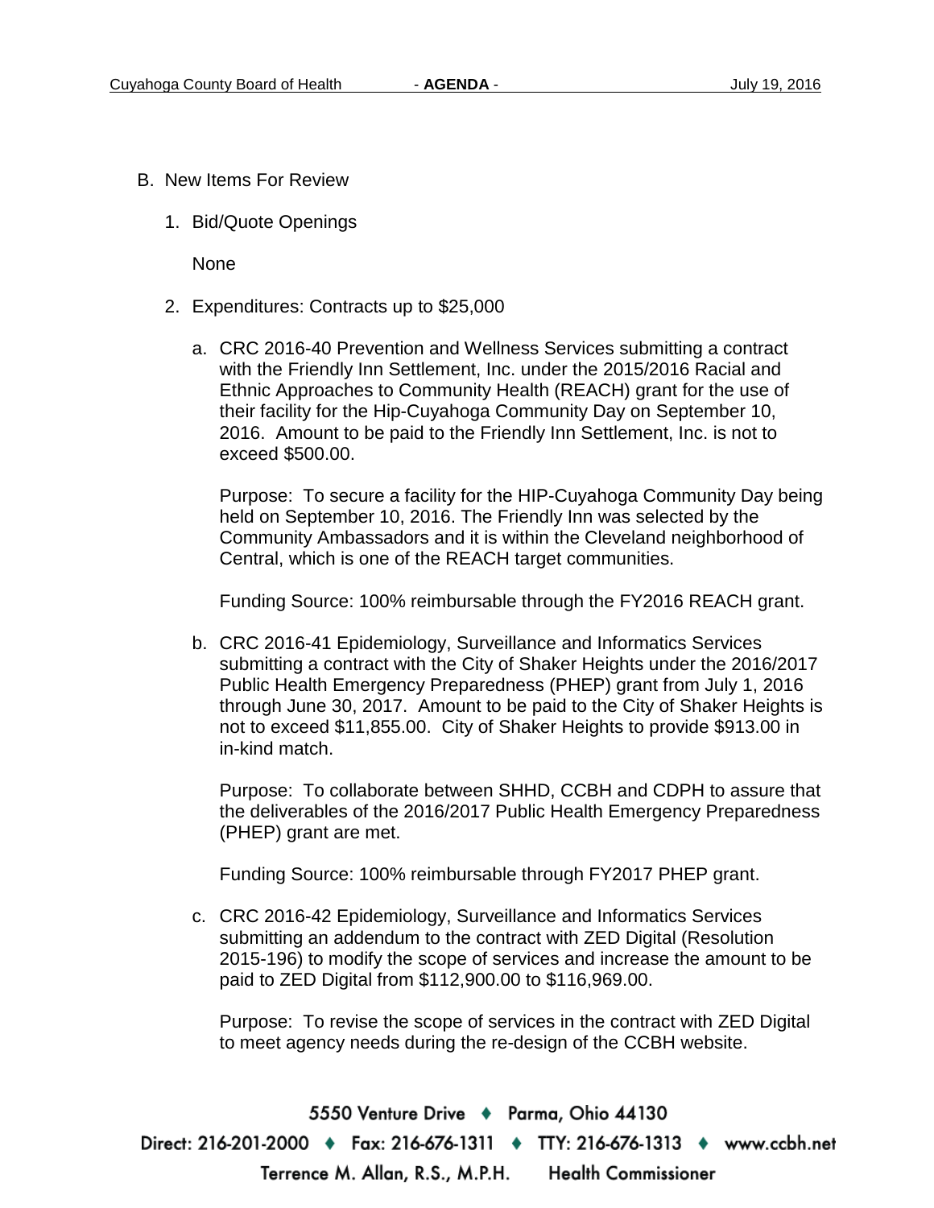B. New Items For Review

1. Bid/Quote Openings

   None

2. Expenditures: Contracts up to $25,000

   a. CRC 2016-40 Prevention and Wellness Services submitting a contract with the Friendly Inn Settlement, Inc. under the 2015/2016 Racial and Ethnic Approaches to Community Health (REACH) grant for the use of their facility for the Hip-Cuyahoga Community Day on September 10, 2016. Amount to be paid to the Friendly Inn Settlement, Inc. is not to exceed $500.00.

      Purpose: To secure a facility for the HIP-Cuyahoga Community Day being held on September 10, 2016. The Friendly Inn was selected by the Community Ambassadors and it is within the Cleveland neighborhood of Central, which is one of the REACH target communities.

      Funding Source: 100% reimbursable through the FY2016 REACH grant.

   b. CRC 2016-41 Epidemiology, Surveillance and Informatics Services submitting a contract with the City of Shaker Heights under the 2016/2017 Public Health Emergency Preparedness (PHEP) grant from July 1, 2016 through June 30, 2017. Amount to be paid to the City of Shaker Heights is not to exceed $11,855.00. City of Shaker Heights to provide $913.00 in in-kind match.

      Purpose: To collaborate between SHHD, CCBH and CDPH to assure that the deliverables of the 2016/2017 Public Health Emergency Preparedness (PHEP) grant are met.

      Funding Source: 100% reimbursable through FY2017 PHEP grant.

   c. CRC 2016-42 Epidemiology, Surveillance and Informatics Services submitting an addendum to the contract with ZED Digital (Resolution 2015-196) to modify the scope of services and increase the amount to be paid to ZED Digital from $112,900.00 to $116,969.00.

      Purpose: To revise the scope of services in the contract with ZED Digital to meet agency needs during the re-design of the CCBH website.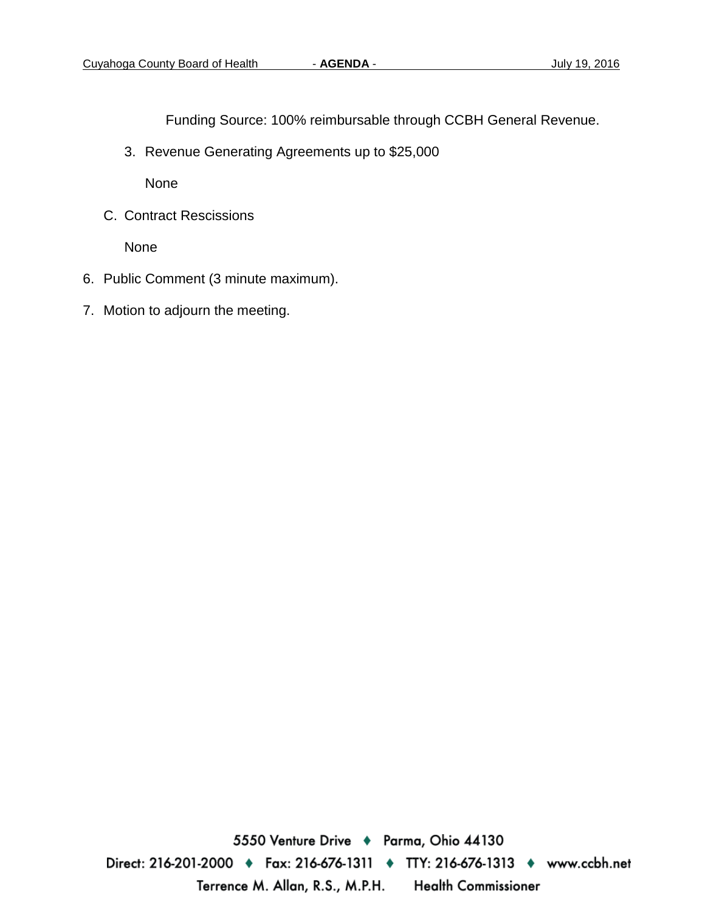Funding Source: 100% reimbursable through CCBH General Revenue.

3. Revenue Generating Agreements up to $25,000

   None

C. Contract Rescissions

   None

6. Public Comment (3 minute maximum).

7. Motion to adjourn the meeting.